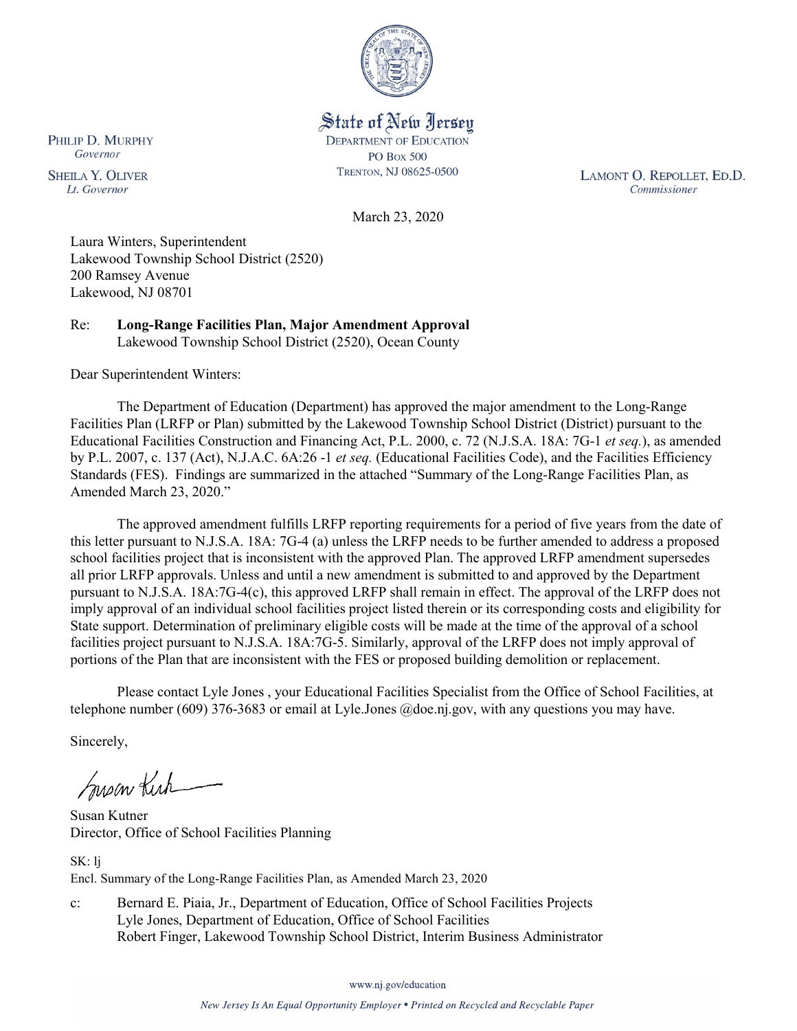State of New Jersey
DEPARTMENT OF EDUCATION
PO BOX 500
TRENTON, NJ 08625-0500

PHILIP D. MURPHY
*Governor*

SHEILA Y. OLIVER
*Lt. Governor*

LAMONT O. REPOLLET, ED.D.
*Commissioner*

March 23, 2020

Laura Winters, Superintendent
Lakewood Township School District (2520)
200 Ramsey Avenue
Lakewood, NJ 08701

Re: **Long-Range Facilities Plan, Major Amendment Approval**
Lakewood Township School District (2520), Ocean County

Dear Superintendent Winters:

The Department of Education (Department) has approved the major amendment to the Long-Range Facilities Plan (LRFP or Plan) submitted by the Lakewood Township School District (District) pursuant to the Educational Facilities Construction and Financing Act, P.L. 2000, c. 72 (N.J.S.A. 18A: 7G-1 *et seq.*), as amended by P.L. 2007, c. 137 (Act), N.J.A.C. 6A:26 -1 *et seq.* (Educational Facilities Code), and the Facilities Efficiency Standards (FES). Findings are summarized in the attached "Summary of the Long-Range Facilities Plan, as Amended March 23, 2020."

The approved amendment fulfills LRFP reporting requirements for a period of five years from the date of this letter pursuant to N.J.S.A. 18A: 7G-4 (a) unless the LRFP needs to be further amended to address a proposed school facilities project that is inconsistent with the approved Plan. The approved LRFP amendment supersedes all prior LRFP approvals. Unless and until a new amendment is submitted to and approved by the Department pursuant to N.J.S.A. 18A:7G-4(c), this approved LRFP shall remain in effect. The approval of the LRFP does not imply approval of an individual school facilities project listed therein or its corresponding costs and eligibility for State support. Determination of preliminary eligible costs will be made at the time of the approval of a school facilities project pursuant to N.J.S.A. 18A:7G-5. Similarly, approval of the LRFP does not imply approval of portions of the Plan that are inconsistent with the FES or proposed building demolition or replacement.

Please contact Lyle Jones , your Educational Facilities Specialist from the Office of School Facilities, at telephone number (609) 376-3683 or email at Lyle.Jones @doe.nj.gov, with any questions you may have.

Sincerely,

Susan Kutner
Director, Office of School Facilities Planning

SK: lj
Encl. Summary of the Long-Range Facilities Plan, as Amended March 23, 2020

c: Bernard E. Piaia, Jr., Department of Education, Office of School Facilities Projects
Lyle Jones, Department of Education, Office of School Facilities
Robert Finger, Lakewood Township School District, Interim Business Administrator

www.nj.gov/education

*New Jersey Is An Equal Opportunity Employer • Printed on Recycled and Recyclable Paper*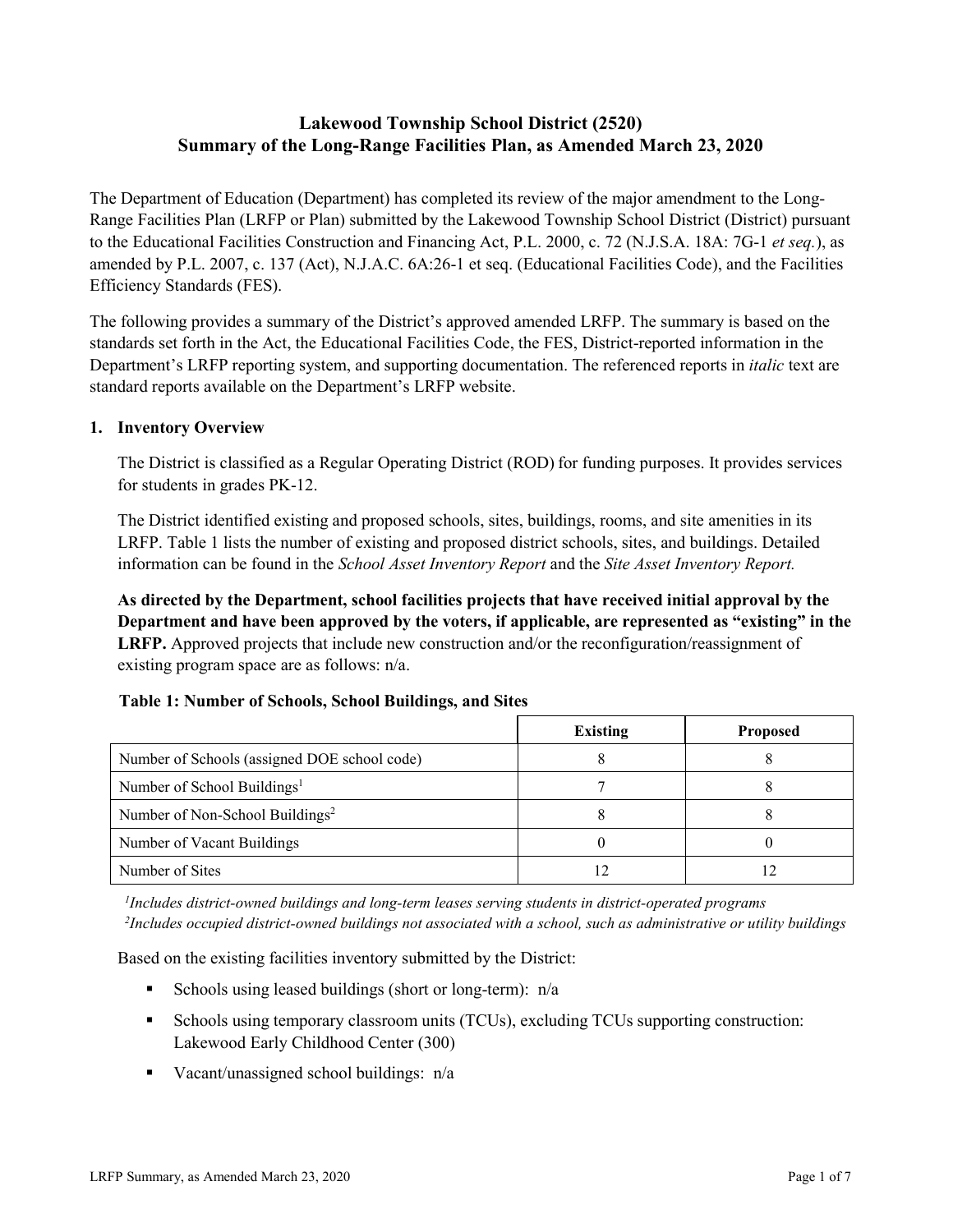# Lakewood Township School District (2520)
# Summary of the Long-Range Facilities Plan, as Amended March 23, 2020

The Department of Education (Department) has completed its review of the major amendment to the Long-Range Facilities Plan (LRFP or Plan) submitted by the Lakewood Township School District (District) pursuant to the Educational Facilities Construction and Financing Act, P.L. 2000, c. 72 (N.J.S.A. 18A: 7G-1 *et seq.*), as amended by P.L. 2007, c. 137 (Act), N.J.A.C. 6A:26-1 et seq. (Educational Facilities Code), and the Facilities Efficiency Standards (FES).

The following provides a summary of the District's approved amended LRFP. The summary is based on the standards set forth in the Act, the Educational Facilities Code, the FES, District-reported information in the Department's LRFP reporting system, and supporting documentation. The referenced reports in *italic* text are standard reports available on the Department's LRFP website.

## 1. Inventory Overview

The District is classified as a Regular Operating District (ROD) for funding purposes. It provides services for students in grades PK-12.

The District identified existing and proposed schools, sites, buildings, rooms, and site amenities in its LRFP. Table 1 lists the number of existing and proposed district schools, sites, and buildings. Detailed information can be found in the *School Asset Inventory Report* and the *Site Asset Inventory Report.*

**As directed by the Department, school facilities projects that have received initial approval by the Department and have been approved by the voters, if applicable, are represented as "existing" in the LRFP.** Approved projects that include new construction and/or the reconfiguration/reassignment of existing program space are as follows: n/a.

**Table 1: Number of Schools, School Buildings, and Sites**

| | Existing | Proposed |
|---|---|---|
| Number of Schools (assigned DOE school code) | 8 | 8 |
| Number of School Buildings[1] | 7 | 8 |
| Number of Non-School Buildings[2] | 8 | 8 |
| Number of Vacant Buildings | 0 | 0 |
| Number of Sites | 12 | 12 |

*[1]Includes district-owned buildings and long-term leases serving students in district-operated programs*
*[2]Includes occupied district-owned buildings not associated with a school, such as administrative or utility buildings*

Based on the existing facilities inventory submitted by the District:

- Schools using leased buildings (short or long-term): n/a
- Schools using temporary classroom units (TCUs), excluding TCUs supporting construction: Lakewood Early Childhood Center (300)
- Vacant/unassigned school buildings: n/a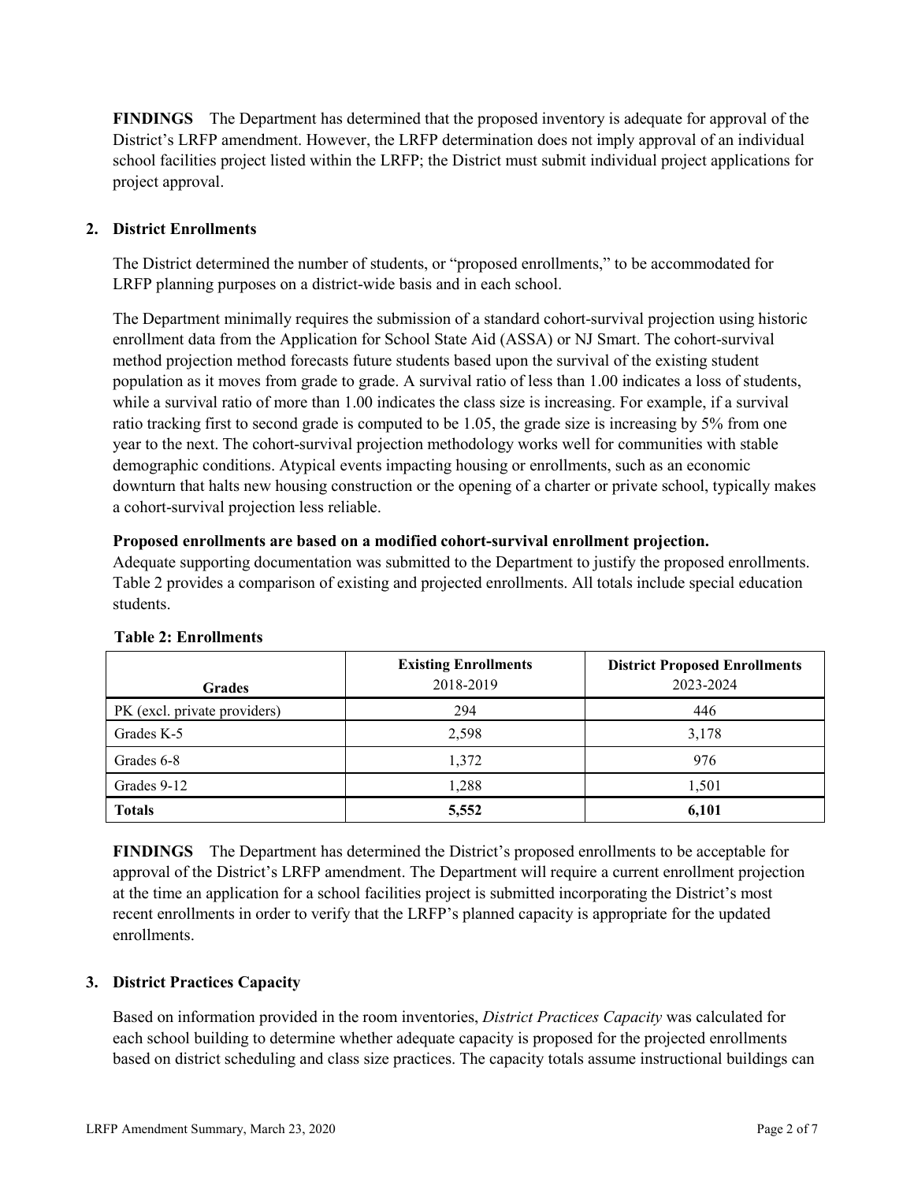**FINDINGS** The Department has determined that the proposed inventory is adequate for approval of the District's LRFP amendment. However, the LRFP determination does not imply approval of an individual school facilities project listed within the LRFP; the District must submit individual project applications for project approval.

## 2. District Enrollments

The District determined the number of students, or "proposed enrollments," to be accommodated for LRFP planning purposes on a district-wide basis and in each school.

The Department minimally requires the submission of a standard cohort-survival projection using historic enrollment data from the Application for School State Aid (ASSA) or NJ Smart. The cohort-survival method projection method forecasts future students based upon the survival of the existing student population as it moves from grade to grade. A survival ratio of less than 1.00 indicates a loss of students, while a survival ratio of more than 1.00 indicates the class size is increasing. For example, if a survival ratio tracking first to second grade is computed to be 1.05, the grade size is increasing by 5% from one year to the next. The cohort-survival projection methodology works well for communities with stable demographic conditions. Atypical events impacting housing or enrollments, such as an economic downturn that halts new housing construction or the opening of a charter or private school, typically makes a cohort-survival projection less reliable.

**Proposed enrollments are based on a modified cohort-survival enrollment projection.**

Adequate supporting documentation was submitted to the Department to justify the proposed enrollments. Table 2 provides a comparison of existing and projected enrollments. All totals include special education students.

**Table 2: Enrollments**

| Grades | Existing Enrollments 2018-2019 | District Proposed Enrollments 2023-2024 |
|---|---|---|
| PK (excl. private providers) | 294 | 446 |
| Grades K-5 | 2,598 | 3,178 |
| Grades 6-8 | 1,372 | 976 |
| Grades 9-12 | 1,288 | 1,501 |
| **Totals** | **5,552** | **6,101** |

**FINDINGS** The Department has determined the District's proposed enrollments to be acceptable for approval of the District's LRFP amendment. The Department will require a current enrollment projection at the time an application for a school facilities project is submitted incorporating the District's most recent enrollments in order to verify that the LRFP's planned capacity is appropriate for the updated enrollments.

## 3. District Practices Capacity

Based on information provided in the room inventories, *District Practices Capacity* was calculated for each school building to determine whether adequate capacity is proposed for the projected enrollments based on district scheduling and class size practices. The capacity totals assume instructional buildings can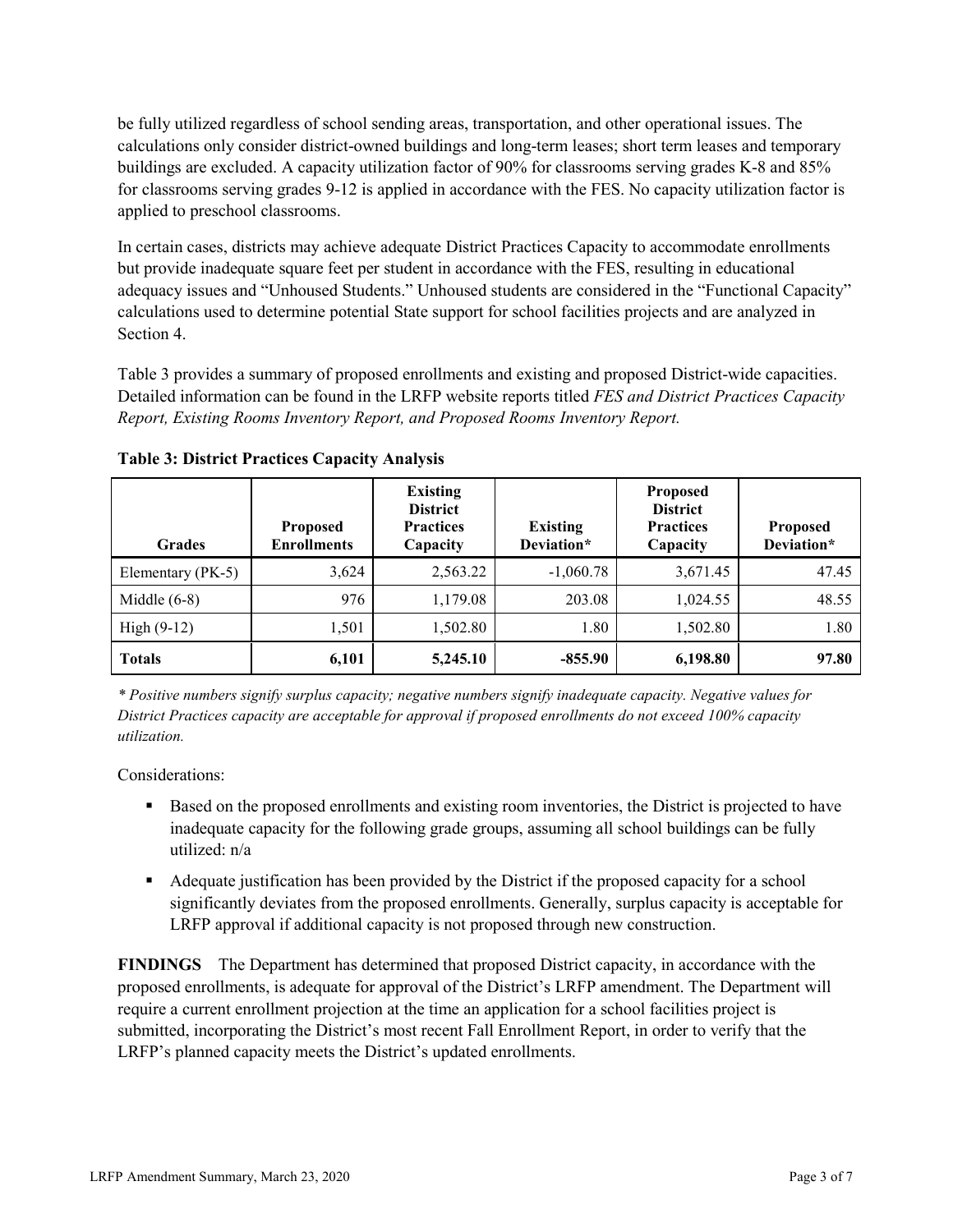be fully utilized regardless of school sending areas, transportation, and other operational issues. The calculations only consider district-owned buildings and long-term leases; short term leases and temporary buildings are excluded. A capacity utilization factor of 90% for classrooms serving grades K-8 and 85% for classrooms serving grades 9-12 is applied in accordance with the FES. No capacity utilization factor is applied to preschool classrooms.

In certain cases, districts may achieve adequate District Practices Capacity to accommodate enrollments but provide inadequate square feet per student in accordance with the FES, resulting in educational adequacy issues and "Unhoused Students." Unhoused students are considered in the "Functional Capacity" calculations used to determine potential State support for school facilities projects and are analyzed in Section 4.

Table 3 provides a summary of proposed enrollments and existing and proposed District-wide capacities. Detailed information can be found in the LRFP website reports titled *FES and District Practices Capacity Report, Existing Rooms Inventory Report, and Proposed Rooms Inventory Report.*

**Table 3: District Practices Capacity Analysis**

| Grades | Proposed Enrollments | Existing District Practices Capacity | Existing Deviation* | Proposed District Practices Capacity | Proposed Deviation* |
|---|---|---|---|---|---|
| Elementary (PK-5) | 3,624 | 2,563.22 | -1,060.78 | 3,671.45 | 47.45 |
| Middle (6-8) | 976 | 1,179.08 | 203.08 | 1,024.55 | 48.55 |
| High (9-12) | 1,501 | 1,502.80 | 1.80 | 1,502.80 | 1.80 |
| **Totals** | **6,101** | **5,245.10** | **-855.90** | **6,198.80** | **97.80** |

*\* Positive numbers signify surplus capacity; negative numbers signify inadequate capacity. Negative values for District Practices capacity are acceptable for approval if proposed enrollments do not exceed 100% capacity utilization.*

Considerations:

- Based on the proposed enrollments and existing room inventories, the District is projected to have inadequate capacity for the following grade groups, assuming all school buildings can be fully utilized: n/a
- Adequate justification has been provided by the District if the proposed capacity for a school significantly deviates from the proposed enrollments. Generally, surplus capacity is acceptable for LRFP approval if additional capacity is not proposed through new construction.

**FINDINGS** The Department has determined that proposed District capacity, in accordance with the proposed enrollments, is adequate for approval of the District's LRFP amendment. The Department will require a current enrollment projection at the time an application for a school facilities project is submitted, incorporating the District's most recent Fall Enrollment Report, in order to verify that the LRFP's planned capacity meets the District's updated enrollments.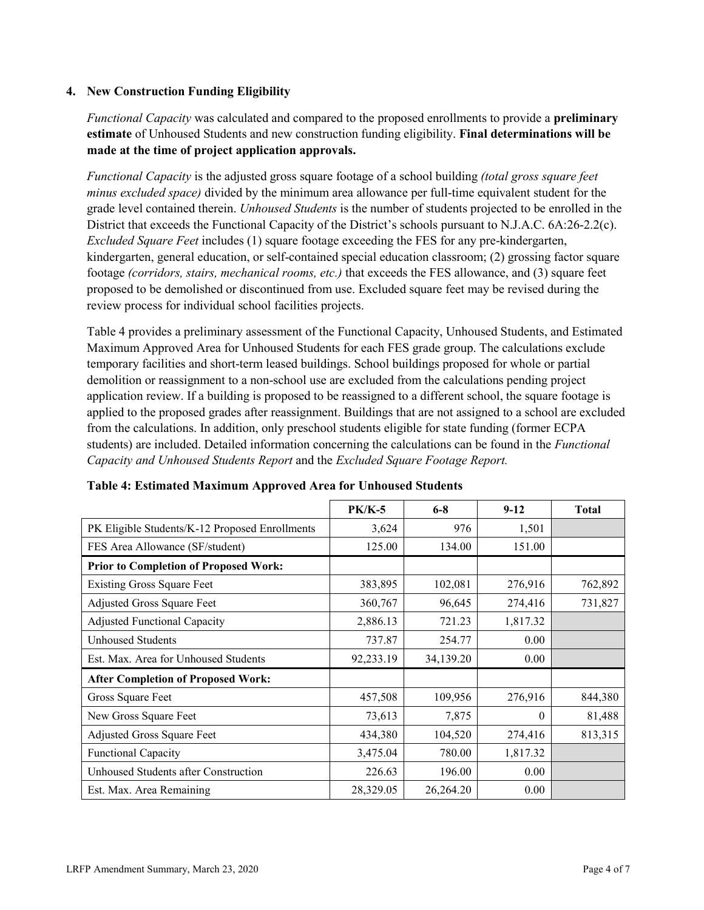### 4. New Construction Funding Eligibility

*Functional Capacity* was calculated and compared to the proposed enrollments to provide a **preliminary estimate** of Unhoused Students and new construction funding eligibility. **Final determinations will be made at the time of project application approvals.**

*Functional Capacity* is the adjusted gross square footage of a school building *(total gross square feet minus excluded space)* divided by the minimum area allowance per full-time equivalent student for the grade level contained therein. *Unhoused Students* is the number of students projected to be enrolled in the District that exceeds the Functional Capacity of the District's schools pursuant to N.J.A.C. 6A:26-2.2(c). *Excluded Square Feet* includes (1) square footage exceeding the FES for any pre-kindergarten, kindergarten, general education, or self-contained special education classroom; (2) grossing factor square footage *(corridors, stairs, mechanical rooms, etc.)* that exceeds the FES allowance, and (3) square feet proposed to be demolished or discontinued from use. Excluded square feet may be revised during the review process for individual school facilities projects.

Table 4 provides a preliminary assessment of the Functional Capacity, Unhoused Students, and Estimated Maximum Approved Area for Unhoused Students for each FES grade group. The calculations exclude temporary facilities and short-term leased buildings. School buildings proposed for whole or partial demolition or reassignment to a non-school use are excluded from the calculations pending project application review. If a building is proposed to be reassigned to a different school, the square footage is applied to the proposed grades after reassignment. Buildings that are not assigned to a school are excluded from the calculations. In addition, only preschool students eligible for state funding (former ECPA students) are included. Detailed information concerning the calculations can be found in the *Functional Capacity and Unhoused Students Report* and the *Excluded Square Footage Report.*

**Table 4: Estimated Maximum Approved Area for Unhoused Students**

| | PK/K-5 | 6-8 | 9-12 | Total |
|---|---|---|---|---|
| PK Eligible Students/K-12 Proposed Enrollments | 3,624 | 976 | 1,501 | |
| FES Area Allowance (SF/student) | 125.00 | 134.00 | 151.00 | |
| **Prior to Completion of Proposed Work:** | | | | |
| Existing Gross Square Feet | 383,895 | 102,081 | 276,916 | 762,892 |
| Adjusted Gross Square Feet | 360,767 | 96,645 | 274,416 | 731,827 |
| Adjusted Functional Capacity | 2,886.13 | 721.23 | 1,817.32 | |
| Unhoused Students | 737.87 | 254.77 | 0.00 | |
| Est. Max. Area for Unhoused Students | 92,233.19 | 34,139.20 | 0.00 | |
| **After Completion of Proposed Work:** | | | | |
| Gross Square Feet | 457,508 | 109,956 | 276,916 | 844,380 |
| New Gross Square Feet | 73,613 | 7,875 | 0 | 81,488 |
| Adjusted Gross Square Feet | 434,380 | 104,520 | 274,416 | 813,315 |
| Functional Capacity | 3,475.04 | 780.00 | 1,817.32 | |
| Unhoused Students after Construction | 226.63 | 196.00 | 0.00 | |
| Est. Max. Area Remaining | 28,329.05 | 26,264.20 | 0.00 | |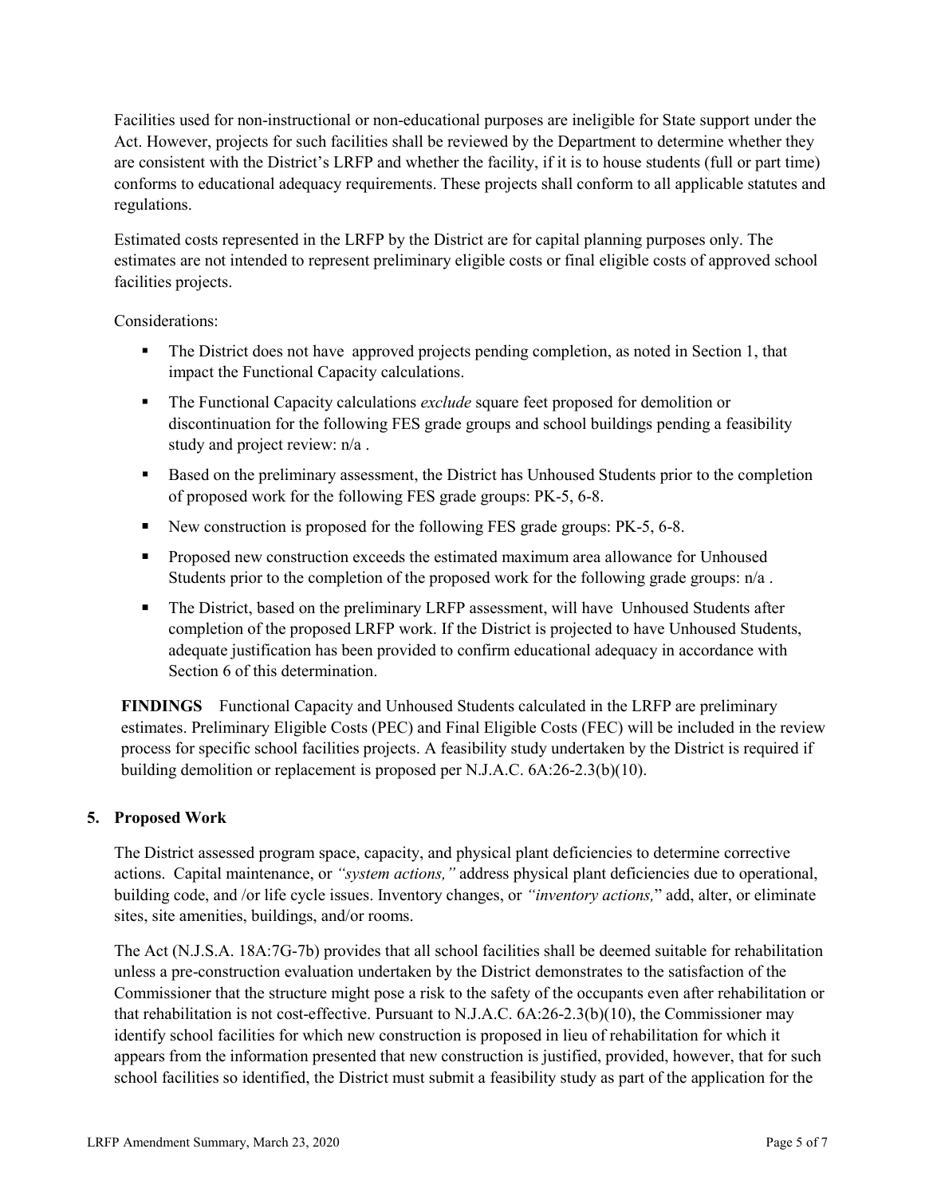Facilities used for non-instructional or non-educational purposes are ineligible for State support under the Act. However, projects for such facilities shall be reviewed by the Department to determine whether they are consistent with the District's LRFP and whether the facility, if it is to house students (full or part time) conforms to educational adequacy requirements. These projects shall conform to all applicable statutes and regulations.

Estimated costs represented in the LRFP by the District are for capital planning purposes only. The estimates are not intended to represent preliminary eligible costs or final eligible costs of approved school facilities projects.

Considerations:

- The District does not have approved projects pending completion, as noted in Section 1, that impact the Functional Capacity calculations.
- The Functional Capacity calculations *exclude* square feet proposed for demolition or discontinuation for the following FES grade groups and school buildings pending a feasibility study and project review: n/a .
- Based on the preliminary assessment, the District has Unhoused Students prior to the completion of proposed work for the following FES grade groups: PK-5, 6-8.
- New construction is proposed for the following FES grade groups: PK-5, 6-8.
- Proposed new construction exceeds the estimated maximum area allowance for Unhoused Students prior to the completion of the proposed work for the following grade groups: n/a .
- The District, based on the preliminary LRFP assessment, will have Unhoused Students after completion of the proposed LRFP work. If the District is projected to have Unhoused Students, adequate justification has been provided to confirm educational adequacy in accordance with Section 6 of this determination.

**FINDINGS** Functional Capacity and Unhoused Students calculated in the LRFP are preliminary estimates. Preliminary Eligible Costs (PEC) and Final Eligible Costs (FEC) will be included in the review process for specific school facilities projects. A feasibility study undertaken by the District is required if building demolition or replacement is proposed per N.J.A.C. 6A:26-2.3(b)(10).

## 5. Proposed Work

The District assessed program space, capacity, and physical plant deficiencies to determine corrective actions. Capital maintenance, or *"system actions,"* address physical plant deficiencies due to operational, building code, and /or life cycle issues. Inventory changes, or *"inventory actions,"* add, alter, or eliminate sites, site amenities, buildings, and/or rooms.

The Act (N.J.S.A. 18A:7G-7b) provides that all school facilities shall be deemed suitable for rehabilitation unless a pre-construction evaluation undertaken by the District demonstrates to the satisfaction of the Commissioner that the structure might pose a risk to the safety of the occupants even after rehabilitation or that rehabilitation is not cost-effective. Pursuant to N.J.A.C. 6A:26-2.3(b)(10), the Commissioner may identify school facilities for which new construction is proposed in lieu of rehabilitation for which it appears from the information presented that new construction is justified, provided, however, that for such school facilities so identified, the District must submit a feasibility study as part of the application for the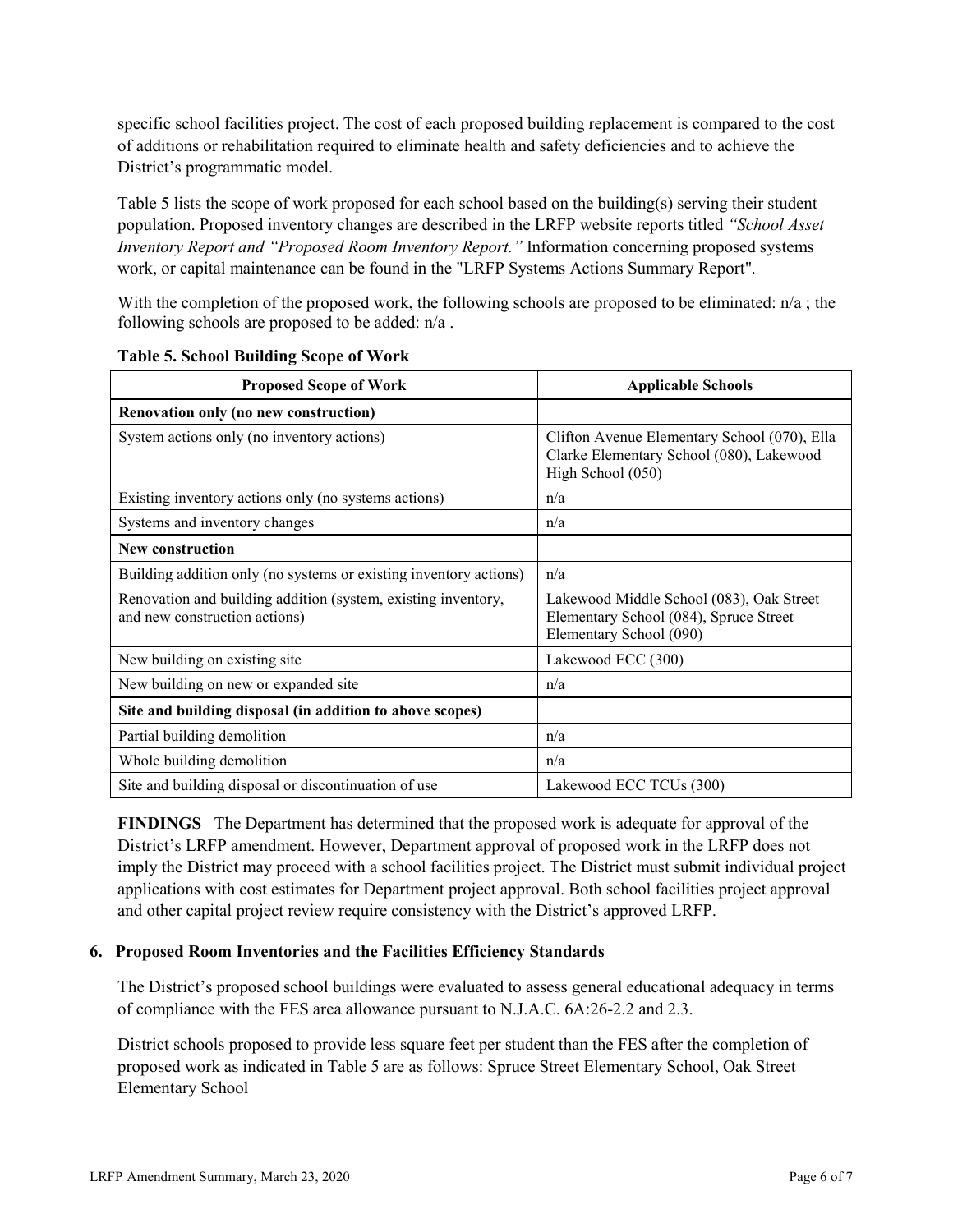specific school facilities project. The cost of each proposed building replacement is compared to the cost of additions or rehabilitation required to eliminate health and safety deficiencies and to achieve the District's programmatic model.

Table 5 lists the scope of work proposed for each school based on the building(s) serving their student population. Proposed inventory changes are described in the LRFP website reports titled *"School Asset Inventory Report and "Proposed Room Inventory Report."* Information concerning proposed systems work, or capital maintenance can be found in the "LRFP Systems Actions Summary Report".

With the completion of the proposed work, the following schools are proposed to be eliminated: n/a ; the following schools are proposed to be added: n/a .

**Table 5. School Building Scope of Work**

| Proposed Scope of Work | Applicable Schools |
|---|---|
| **Renovation only (no new construction)** | |
| System actions only (no inventory actions) | Clifton Avenue Elementary School (070), Ella Clarke Elementary School (080), Lakewood High School (050) |
| Existing inventory actions only (no systems actions) | n/a |
| Systems and inventory changes | n/a |
| **New construction** | |
| Building addition only (no systems or existing inventory actions) | n/a |
| Renovation and building addition (system, existing inventory, and new construction actions) | Lakewood Middle School (083), Oak Street Elementary School (084), Spruce Street Elementary School (090) |
| New building on existing site | Lakewood ECC (300) |
| New building on new or expanded site | n/a |
| **Site and building disposal (in addition to above scopes)** | |
| Partial building demolition | n/a |
| Whole building demolition | n/a |
| Site and building disposal or discontinuation of use | Lakewood ECC TCUs (300) |

**FINDINGS** The Department has determined that the proposed work is adequate for approval of the District's LRFP amendment. However, Department approval of proposed work in the LRFP does not imply the District may proceed with a school facilities project. The District must submit individual project applications with cost estimates for Department project approval. Both school facilities project approval and other capital project review require consistency with the District's approved LRFP.

### 6. Proposed Room Inventories and the Facilities Efficiency Standards

The District's proposed school buildings were evaluated to assess general educational adequacy in terms of compliance with the FES area allowance pursuant to N.J.A.C. 6A:26-2.2 and 2.3.

District schools proposed to provide less square feet per student than the FES after the completion of proposed work as indicated in Table 5 are as follows: Spruce Street Elementary School, Oak Street Elementary School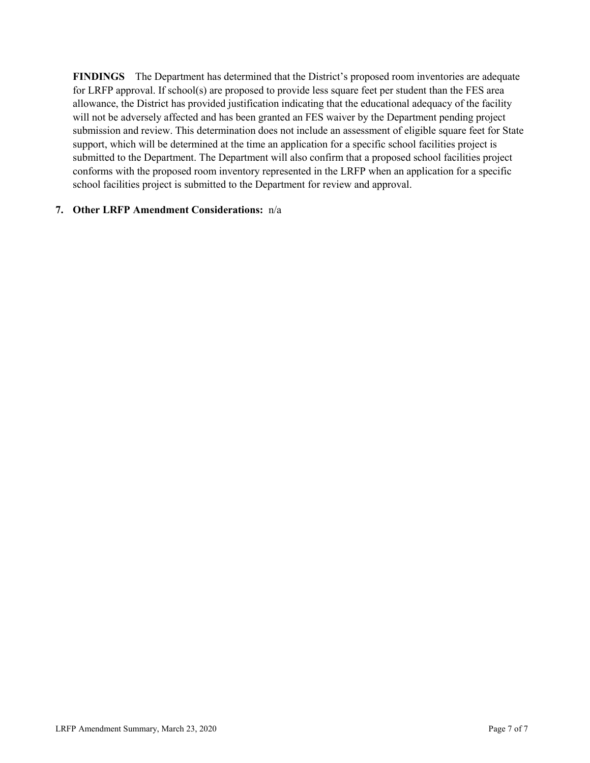**FINDINGS** The Department has determined that the District's proposed room inventories are adequate for LRFP approval. If school(s) are proposed to provide less square feet per student than the FES area allowance, the District has provided justification indicating that the educational adequacy of the facility will not be adversely affected and has been granted an FES waiver by the Department pending project submission and review. This determination does not include an assessment of eligible square feet for State support, which will be determined at the time an application for a specific school facilities project is submitted to the Department. The Department will also confirm that a proposed school facilities project conforms with the proposed room inventory represented in the LRFP when an application for a specific school facilities project is submitted to the Department for review and approval.

**7. Other LRFP Amendment Considerations:** n/a